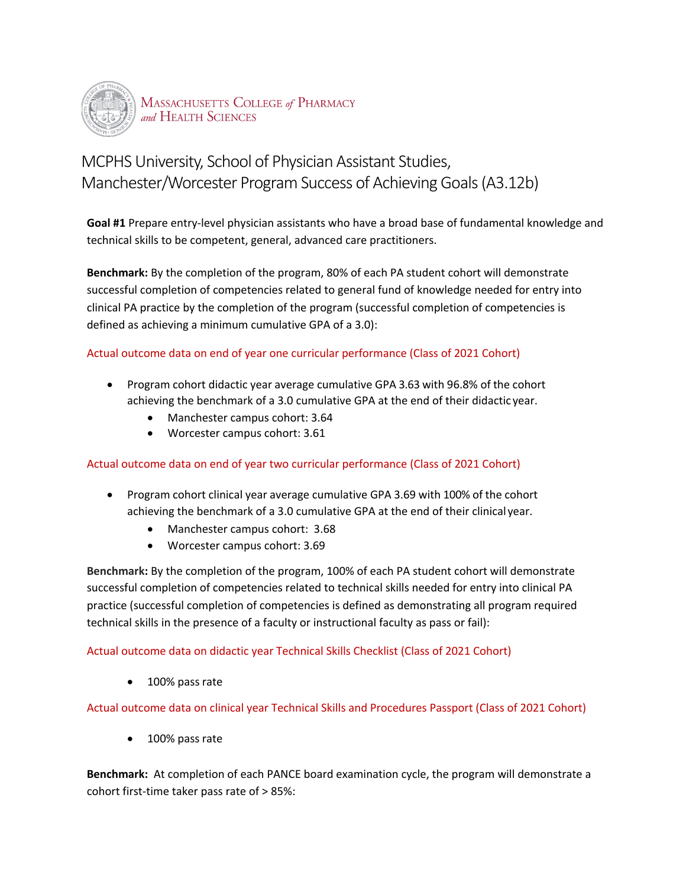Massachusetts College of Pharmacy and Health Sciences

# MCPHS University, School of Physician Assistant Studies, Manchester/Worcester Program Success of Achieving Goals (A3.12b)

**Goal #1** Prepare entry-level physician assistants who have a broad base of fundamental knowledge and technical skills to be competent, general, advanced care practitioners.

**Benchmark:** By the completion of the program, 80% of each PA student cohort will demonstrate successful completion of competencies related to general fund of knowledge needed for entry into clinical PA practice by the completion of the program (successful completion of competencies is defined as achieving a minimum cumulative GPA of a 3.0):

Actual outcome data on end of year one curricular performance (Class of 2021 Cohort)

- Program cohort didactic year average cumulative GPA 3.63 with 96.8% of the cohort achieving the benchmark of a 3.0 cumulative GPA at the end of their didactic year.
  - Manchester campus cohort: 3.64
  - Worcester campus cohort: 3.61

Actual outcome data on end of year two curricular performance (Class of 2021 Cohort)

- Program cohort clinical year average cumulative GPA 3.69 with 100% of the cohort achieving the benchmark of a 3.0 cumulative GPA at the end of their clinical year.
  - Manchester campus cohort: 3.68
  - Worcester campus cohort: 3.69

**Benchmark:** By the completion of the program, 100% of each PA student cohort will demonstrate successful completion of competencies related to technical skills needed for entry into clinical PA practice (successful completion of competencies is defined as demonstrating all program required technical skills in the presence of a faculty or instructional faculty as pass or fail):

Actual outcome data on didactic year Technical Skills Checklist (Class of 2021 Cohort)

- 100% pass rate

Actual outcome data on clinical year Technical Skills and Procedures Passport (Class of 2021 Cohort)

- 100% pass rate

**Benchmark:** At completion of each PANCE board examination cycle, the program will demonstrate a cohort first-time taker pass rate of > 85%: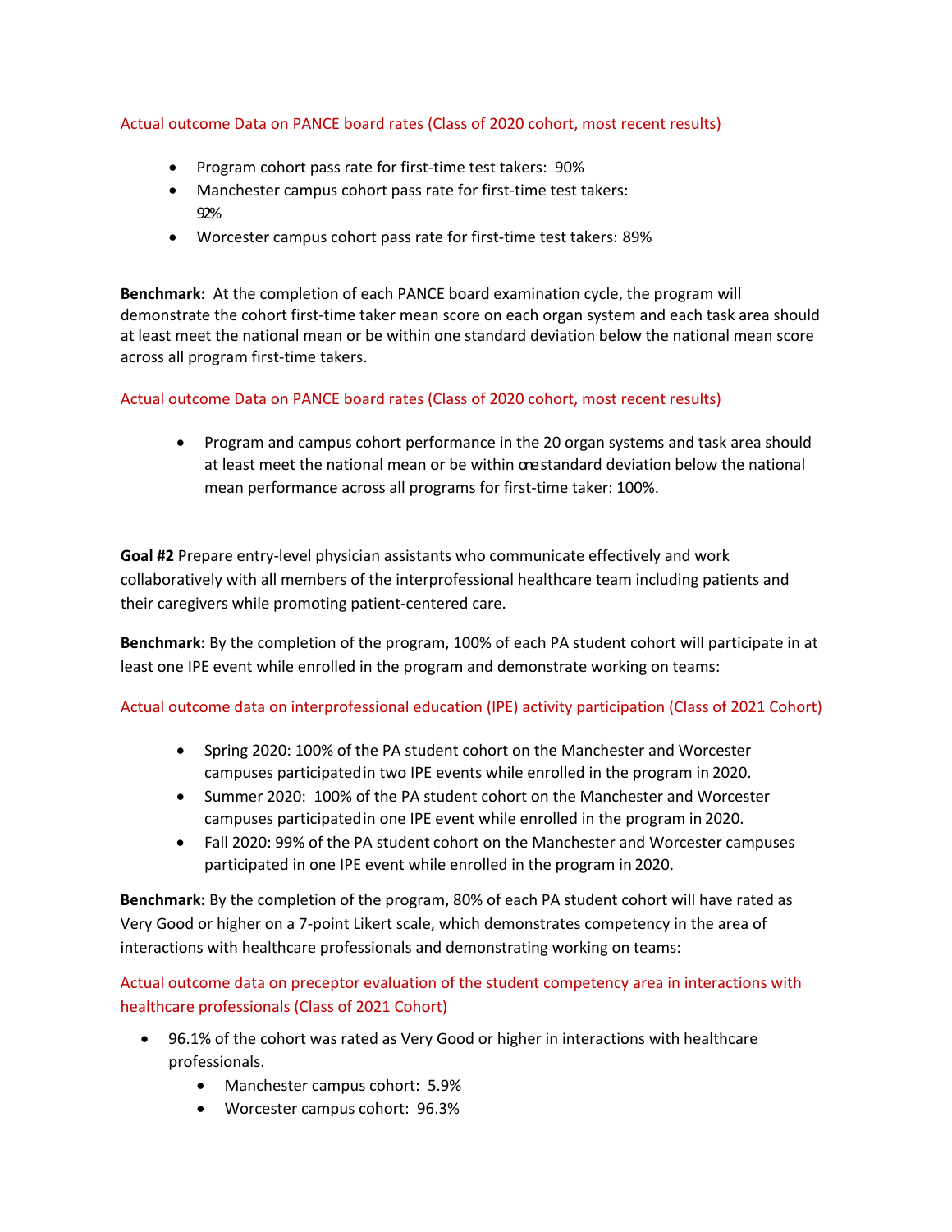Actual outcome Data on PANCE board rates (Class of 2020 cohort, most recent results)

- Program cohort pass rate for first-time test takers: 90%
- Manchester campus cohort pass rate for first-time test takers: 92%
- Worcester campus cohort pass rate for first-time test takers: 89%

**Benchmark:** At the completion of each PANCE board examination cycle, the program will demonstrate the cohort first-time taker mean score on each organ system and each task area should at least meet the national mean or be within one standard deviation below the national mean score across all program first-time takers.

Actual outcome Data on PANCE board rates (Class of 2020 cohort, most recent results)

- Program and campus cohort performance in the 20 organ systems and task area should at least meet the national mean or be within one standard deviation below the national mean performance across all programs for first-time taker: 100%.

**Goal #2** Prepare entry-level physician assistants who communicate effectively and work collaboratively with all members of the interprofessional healthcare team including patients and their caregivers while promoting patient-centered care.

**Benchmark:** By the completion of the program, 100% of each PA student cohort will participate in at least one IPE event while enrolled in the program and demonstrate working on teams:

Actual outcome data on interprofessional education (IPE) activity participation (Class of 2021 Cohort)

- Spring 2020: 100% of the PA student cohort on the Manchester and Worcester campuses participated in two IPE events while enrolled in the program in 2020.
- Summer 2020: 100% of the PA student cohort on the Manchester and Worcester campuses participated in one IPE event while enrolled in the program in 2020.
- Fall 2020: 99% of the PA student cohort on the Manchester and Worcester campuses participated in one IPE event while enrolled in the program in 2020.

**Benchmark:** By the completion of the program, 80% of each PA student cohort will have rated as Very Good or higher on a 7-point Likert scale, which demonstrates competency in the area of interactions with healthcare professionals and demonstrating working on teams:

Actual outcome data on preceptor evaluation of the student competency area in interactions with healthcare professionals (Class of 2021 Cohort)

- 96.1% of the cohort was rated as Very Good or higher in interactions with healthcare professionals.
    - Manchester campus cohort: 5.9%
    - Worcester campus cohort: 96.3%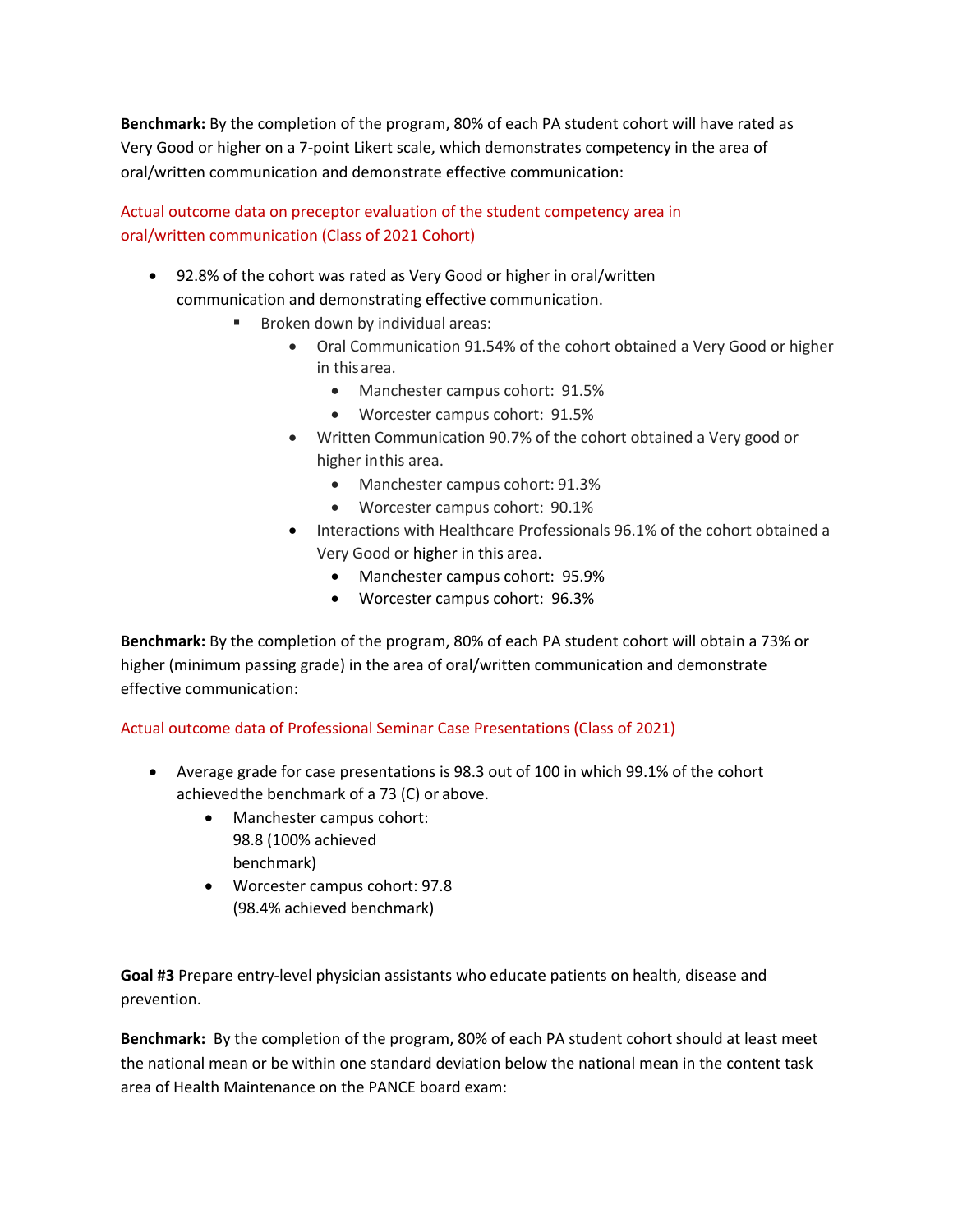**Benchmark:** By the completion of the program, 80% of each PA student cohort will have rated as Very Good or higher on a 7-point Likert scale, which demonstrates competency in the area of oral/written communication and demonstrate effective communication:

Actual outcome data on preceptor evaluation of the student competency area in oral/written communication (Class of 2021 Cohort)

- 92.8% of the cohort was rated as Very Good or higher in oral/written communication and demonstrating effective communication.
  - Broken down by individual areas:
    - Oral Communication 91.54% of the cohort obtained a Very Good or higher in this area.
      - Manchester campus cohort: 91.5%
      - Worcester campus cohort: 91.5%
    - Written Communication 90.7% of the cohort obtained a Very good or higher in this area.
      - Manchester campus cohort: 91.3%
      - Worcester campus cohort: 90.1%
    - Interactions with Healthcare Professionals 96.1% of the cohort obtained a Very Good or higher in this area.
      - Manchester campus cohort: 95.9%
      - Worcester campus cohort: 96.3%

**Benchmark:** By the completion of the program, 80% of each PA student cohort will obtain a 73% or higher (minimum passing grade) in the area of oral/written communication and demonstrate effective communication:

Actual outcome data of Professional Seminar Case Presentations (Class of 2021)

- Average grade for case presentations is 98.3 out of 100 in which 99.1% of the cohort achieved the benchmark of a 73 (C) or above.
  - Manchester campus cohort: 98.8 (100% achieved benchmark)
  - Worcester campus cohort: 97.8 (98.4% achieved benchmark)

**Goal #3** Prepare entry-level physician assistants who educate patients on health, disease and prevention.

**Benchmark:** By the completion of the program, 80% of each PA student cohort should at least meet the national mean or be within one standard deviation below the national mean in the content task area of Health Maintenance on the PANCE board exam: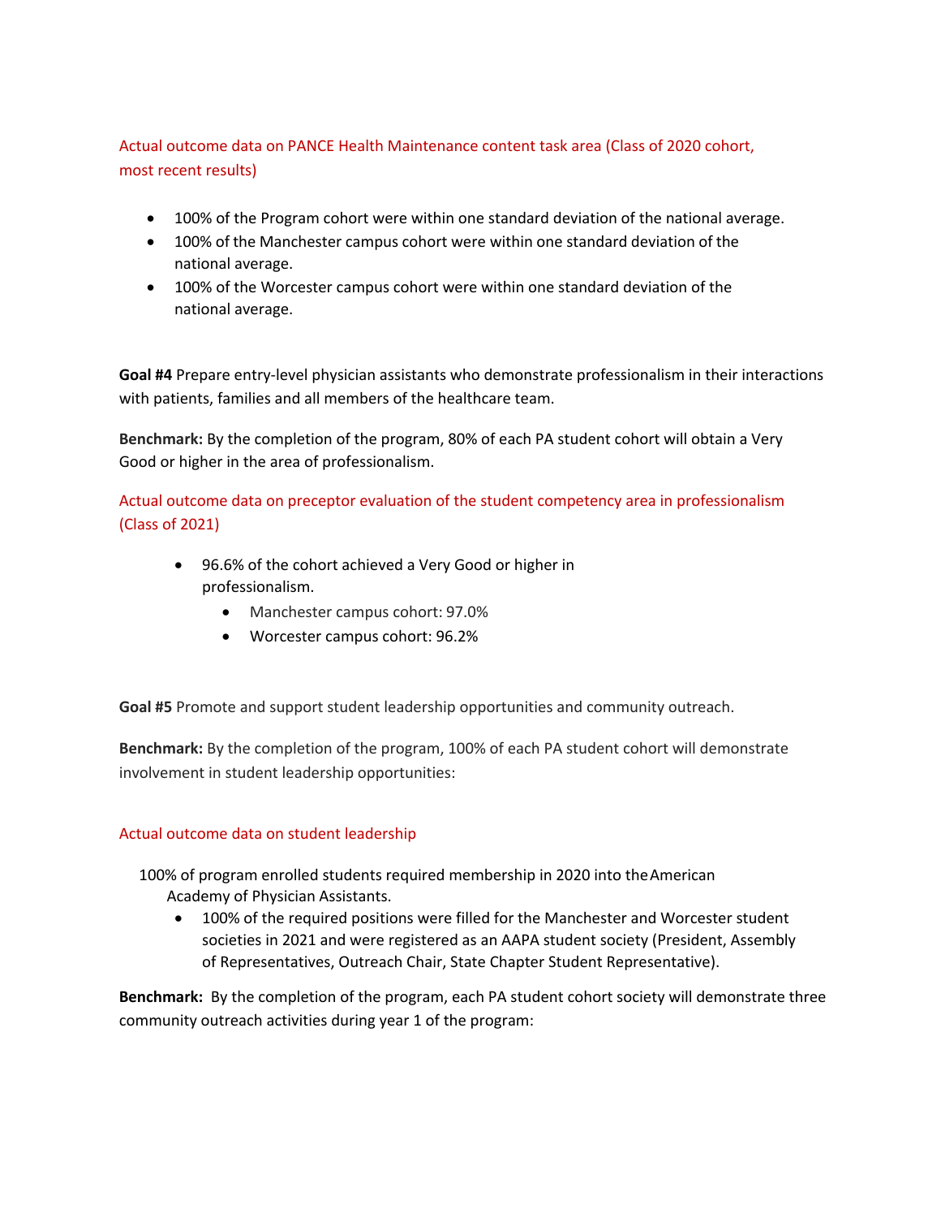Actual outcome data on PANCE Health Maintenance content task area (Class of 2020 cohort, most recent results)

- 100% of the Program cohort were within one standard deviation of the national average.
- 100% of the Manchester campus cohort were within one standard deviation of the national average.
- 100% of the Worcester campus cohort were within one standard deviation of the national average.

**Goal #4** Prepare entry-level physician assistants who demonstrate professionalism in their interactions with patients, families and all members of the healthcare team.

**Benchmark:** By the completion of the program, 80% of each PA student cohort will obtain a Very Good or higher in the area of professionalism.

Actual outcome data on preceptor evaluation of the student competency area in professionalism (Class of 2021)

- 96.6% of the cohort achieved a Very Good or higher in professionalism.
    - Manchester campus cohort: 97.0%
    - Worcester campus cohort: 96.2%

**Goal #5** Promote and support student leadership opportunities and community outreach.

**Benchmark:** By the completion of the program, 100% of each PA student cohort will demonstrate involvement in student leadership opportunities:

Actual outcome data on student leadership

100% of program enrolled students required membership in 2020 into the American Academy of Physician Assistants.

- 100% of the required positions were filled for the Manchester and Worcester student societies in 2021 and were registered as an AAPA student society (President, Assembly of Representatives, Outreach Chair, State Chapter Student Representative).

**Benchmark:** By the completion of the program, each PA student cohort society will demonstrate three community outreach activities during year 1 of the program: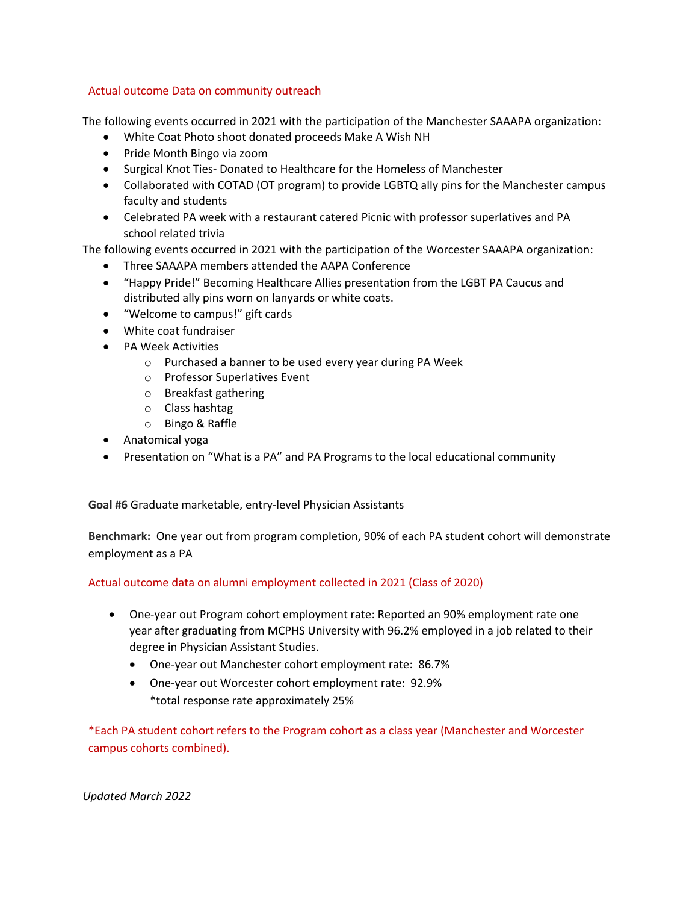Actual outcome Data on community outreach

The following events occurred in 2021 with the participation of the Manchester SAAAPA organization:

- White Coat Photo shoot donated proceeds Make A Wish NH
- Pride Month Bingo via zoom
- Surgical Knot Ties- Donated to Healthcare for the Homeless of Manchester
- Collaborated with COTAD (OT program) to provide LGBTQ ally pins for the Manchester campus faculty and students
- Celebrated PA week with a restaurant catered Picnic with professor superlatives and PA school related trivia

The following events occurred in 2021 with the participation of the Worcester SAAAPA organization:

- Three SAAAPA members attended the AAPA Conference
- "Happy Pride!" Becoming Healthcare Allies presentation from the LGBT PA Caucus and distributed ally pins worn on lanyards or white coats.
- "Welcome to campus!" gift cards
- White coat fundraiser
- PA Week Activities
  - Purchased a banner to be used every year during PA Week
  - Professor Superlatives Event
  - Breakfast gathering
  - Class hashtag
  - Bingo & Raffle
- Anatomical yoga
- Presentation on "What is a PA" and PA Programs to the local educational community

**Goal #6** Graduate marketable, entry-level Physician Assistants

**Benchmark:** One year out from program completion, 90% of each PA student cohort will demonstrate employment as a PA

Actual outcome data on alumni employment collected in 2021 (Class of 2020)

- One-year out Program cohort employment rate: Reported an 90% employment rate one year after graduating from MCPHS University with 96.2% employed in a job related to their degree in Physician Assistant Studies.
  - One-year out Manchester cohort employment rate: 86.7%
  - One-year out Worcester cohort employment rate: 92.9%
    *total response rate approximately 25%

*Each PA student cohort refers to the Program cohort as a class year (Manchester and Worcester campus cohorts combined).

*Updated March 2022*